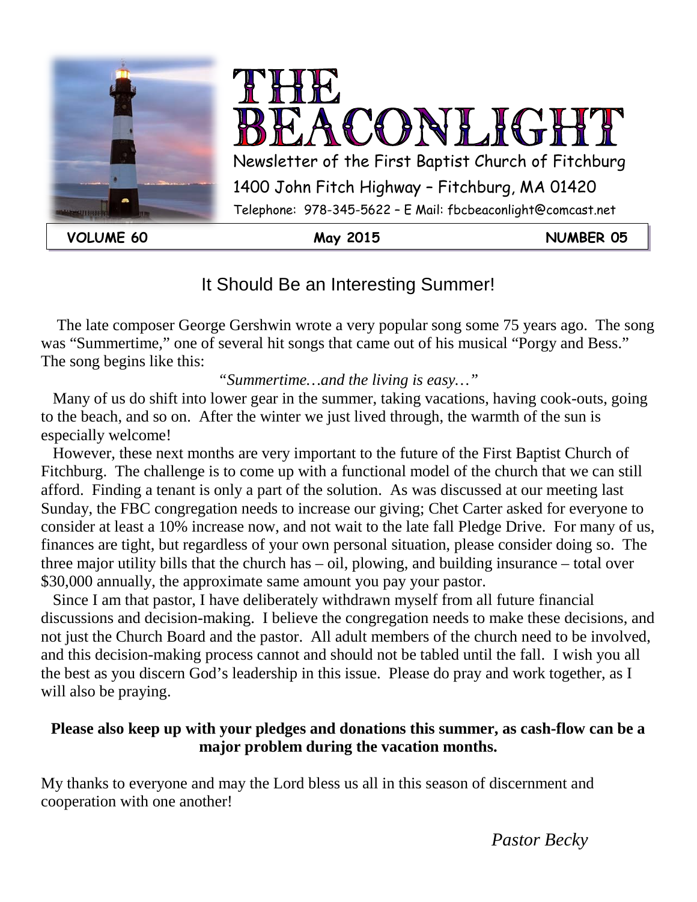# THE BEACONLIGHT

Newsletter of the First Baptist Church of Fitchburg

1400 John Fitch Highway – Fitchburg, MA 01420

Telephone: 978-345-5622 – E Mail: fbcbeaconlight@comcast.net

**VOLUME 60** | **May 2015** | **NUMBER 05**

## It Should Be an Interesting Summer!

The late composer George Gershwin wrote a very popular song some 75 years ago. The song was "Summertime," one of several hit songs that came out of his musical "Porgy and Bess." The song begins like this:

*"Summertime…and the living is easy…"*

Many of us do shift into lower gear in the summer, taking vacations, having cook-outs, going to the beach, and so on. After the winter we just lived through, the warmth of the sun is especially welcome!

However, these next months are very important to the future of the First Baptist Church of Fitchburg. The challenge is to come up with a functional model of the church that we can still afford. Finding a tenant is only a part of the solution. As was discussed at our meeting last Sunday, the FBC congregation needs to increase our giving; Chet Carter asked for everyone to consider at least a 10% increase now, and not wait to the late fall Pledge Drive. For many of us, finances are tight, but regardless of your own personal situation, please consider doing so. The three major utility bills that the church has – oil, plowing, and building insurance – total over $30,000 annually, the approximate same amount you pay your pastor.

Since I am that pastor, I have deliberately withdrawn myself from all future financial discussions and decision-making. I believe the congregation needs to make these decisions, and not just the Church Board and the pastor. All adult members of the church need to be involved, and this decision-making process cannot and should not be tabled until the fall. I wish you all the best as you discern God's leadership in this issue. Please do pray and work together, as I will also be praying.

**Please also keep up with your pledges and donations this summer, as cash-flow can be a major problem during the vacation months.**

My thanks to everyone and may the Lord bless us all in this season of discernment and cooperation with one another!

*Pastor Becky*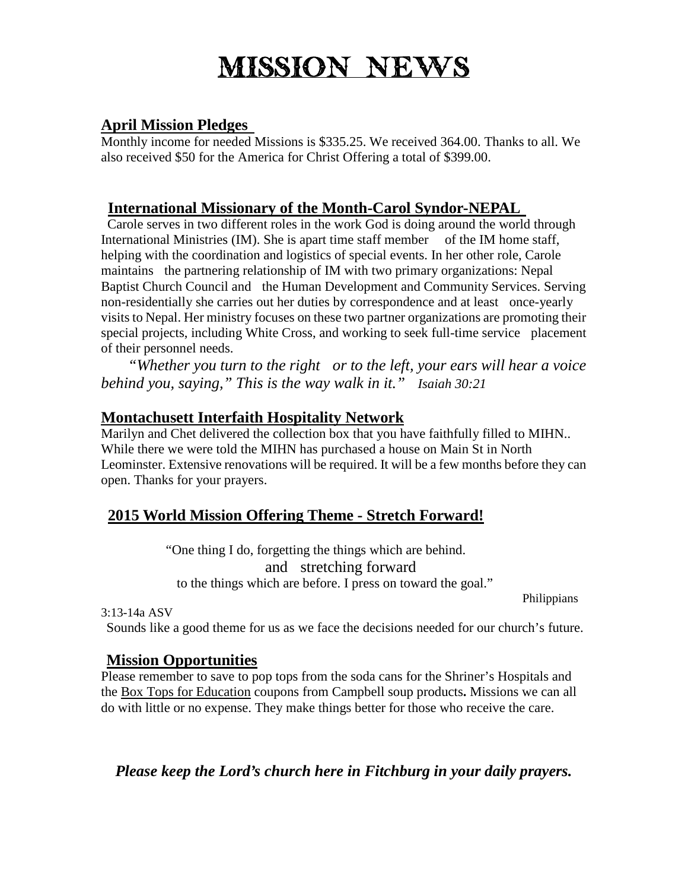# MISSION NEWS

## April Mission Pledges

Monthly income for needed Missions is $335.25. We received 364.00. Thanks to all. We also received $50 for the America for Christ Offering a total of $399.00.

## International Missionary of the Month-Carol Syndor-NEPAL

Carole serves in two different roles in the work God is doing around the world through International Ministries (IM). She is apart time staff member of the IM home staff, helping with the coordination and logistics of special events. In her other role, Carole maintains the partnering relationship of IM with two primary organizations: Nepal Baptist Church Council and the Human Development and Community Services. Serving non-residentially she carries out her duties by correspondence and at least once-yearly visits to Nepal. Her ministry focuses on these two partner organizations are promoting their special projects, including White Cross, and working to seek full-time service placement of their personnel needs.

*"Whether you turn to the right or to the left, your ears will hear a voice behind you, saying," This is the way walk in it." Isaiah 30:21*

## Montachusett Interfaith Hospitality Network

Marilyn and Chet delivered the collection box that you have faithfully filled to MIHN.. While there we were told the MIHN has purchased a house on Main St in North Leominster. Extensive renovations will be required. It will be a few months before they can open. Thanks for your prayers.

## 2015 World Mission Offering Theme - Stretch Forward!

"One thing I do, forgetting the things which are behind.
and stretching forward
to the things which are before. I press on toward the goal."
Philippians 3:13-14a ASV

Sounds like a good theme for us as we face the decisions needed for our church's future.

## Mission Opportunities

Please remember to save to pop tops from the soda cans for the Shriner's Hospitals and the Box Tops for Education coupons from Campbell soup products**.** Missions we can all do with little or no expense. They make things better for those who receive the care.

***Please keep the Lord's church here in Fitchburg in your daily prayers.***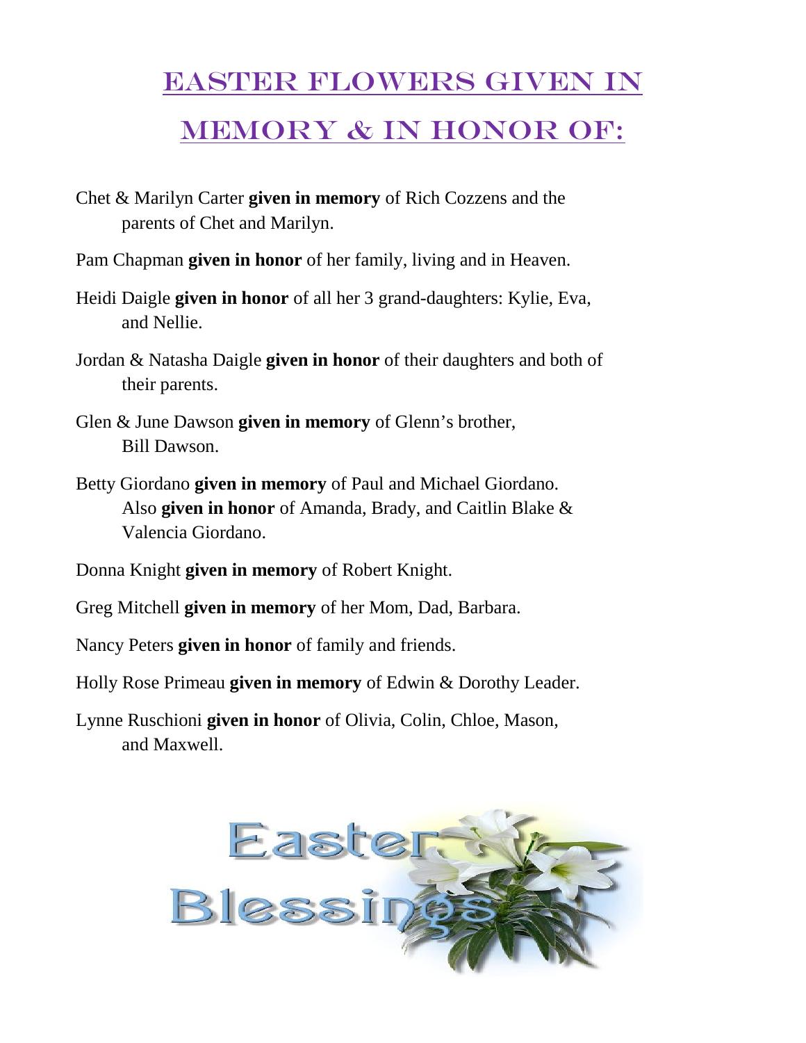# Easter Flowers Given in Memory & in Honor of:

Chet & Marilyn Carter **given in memory** of Rich Cozzens and the parents of Chet and Marilyn.

Pam Chapman **given in honor** of her family, living and in Heaven.

Heidi Daigle **given in honor** of all her 3 grand-daughters: Kylie, Eva, and Nellie.

Jordan & Natasha Daigle **given in honor** of their daughters and both of their parents.

Glen & June Dawson **given in memory** of Glenn's brother, Bill Dawson.

Betty Giordano **given in memory** of Paul and Michael Giordano. Also **given in honor** of Amanda, Brady, and Caitlin Blake & Valencia Giordano.

Donna Knight **given in memory** of Robert Knight.

Greg Mitchell **given in memory** of her Mom, Dad, Barbara.

Nancy Peters **given in honor** of family and friends.

Holly Rose Primeau **given in memory** of Edwin & Dorothy Leader.

Lynne Ruschioni **given in honor** of Olivia, Colin, Chloe, Mason, and Maxwell.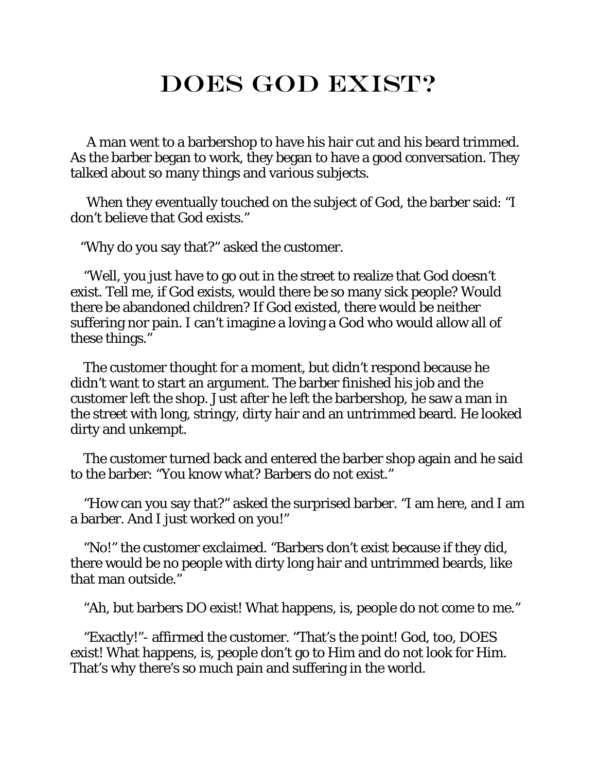# DOES GOD EXIST?

A man went to a barbershop to have his hair cut and his beard trimmed. As the barber began to work, they began to have a good conversation. They talked about so many things and various subjects.

When they eventually touched on the subject of God, the barber said: "I don't believe that God exists."

"Why do you say that?" asked the customer.

"Well, you just have to go out in the street to realize that God doesn't exist. Tell me, if God exists, would there be so many sick people? Would there be abandoned children? If God existed, there would be neither suffering nor pain. I can't imagine a loving a God who would allow all of these things."

The customer thought for a moment, but didn't respond because he didn't want to start an argument. The barber finished his job and the customer left the shop. Just after he left the barbershop, he saw a man in the street with long, stringy, dirty hair and an untrimmed beard. He looked dirty and unkempt.

The customer turned back and entered the barber shop again and he said to the barber: "You know what? Barbers do not exist."

"How can you say that?" asked the surprised barber. "I am here, and I am a barber. And I just worked on you!"

"No!" the customer exclaimed. "Barbers don't exist because if they did, there would be no people with dirty long hair and untrimmed beards, like that man outside."

"Ah, but barbers DO exist! What happens, is, people do not come to me."

"Exactly!"- affirmed the customer. "That's the point! God, too, DOES exist! What happens, is, people don't go to Him and do not look for Him. That's why there's so much pain and suffering in the world.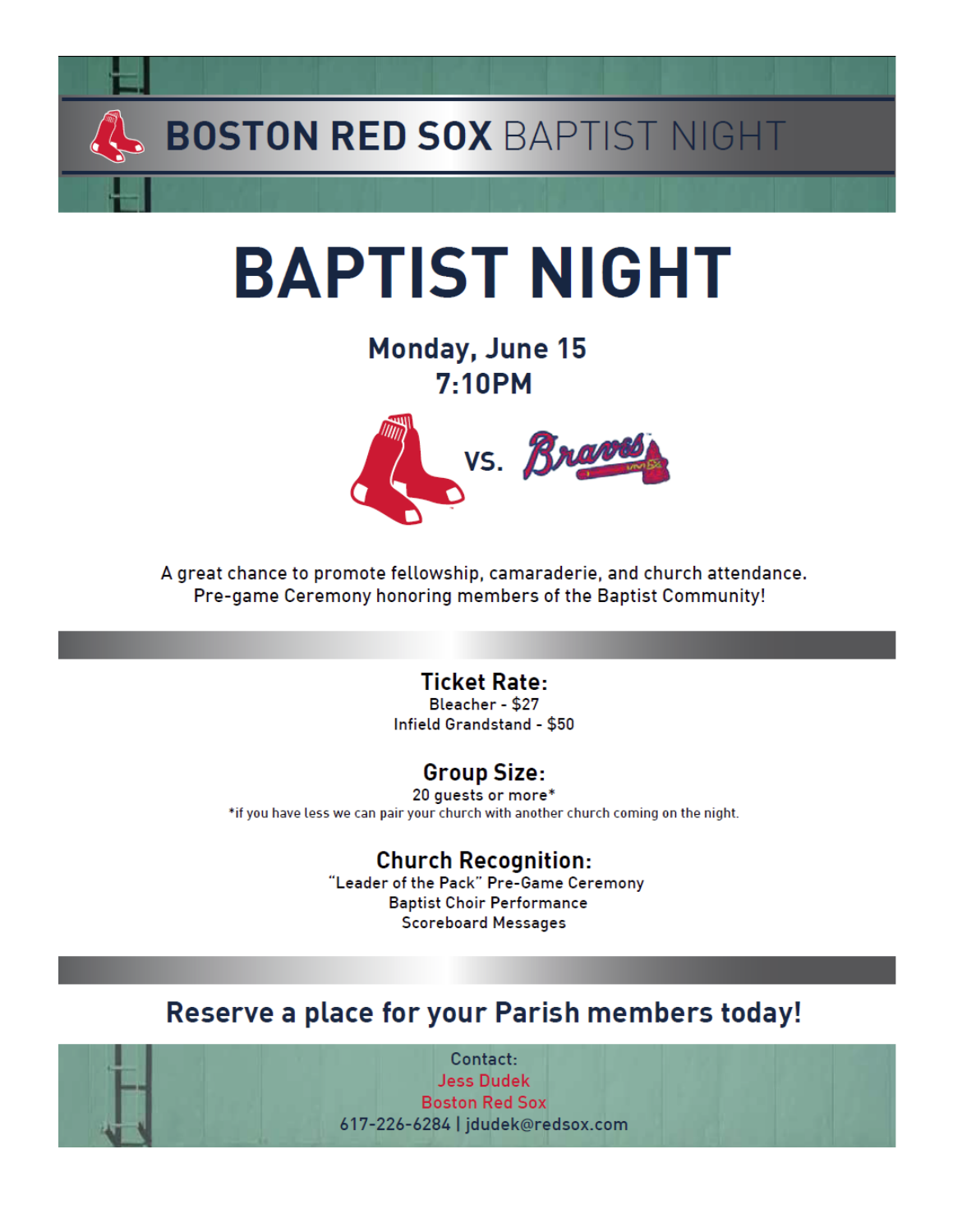# BOSTON RED SOX BAPTIST NIGHT

# BAPTIST NIGHT

**Monday, June 15**
**7:10PM**

vs.

A great chance to promote fellowship, camaraderie, and church attendance.
Pre-game Ceremony honoring members of the Baptist Community!

## Ticket Rate:

Bleacher - $27
Infield Grandstand - $50

## Group Size:

20 guests or more*
*if you have less we can pair your church with another church coming on the night.

## Church Recognition:

"Leader of the Pack" Pre-Game Ceremony
Baptist Choir Performance
Scoreboard Messages

## Reserve a place for your Parish members today!

Contact:
Jess Dudek
Boston Red Sox
617-226-6284 | jdudek@redsox.com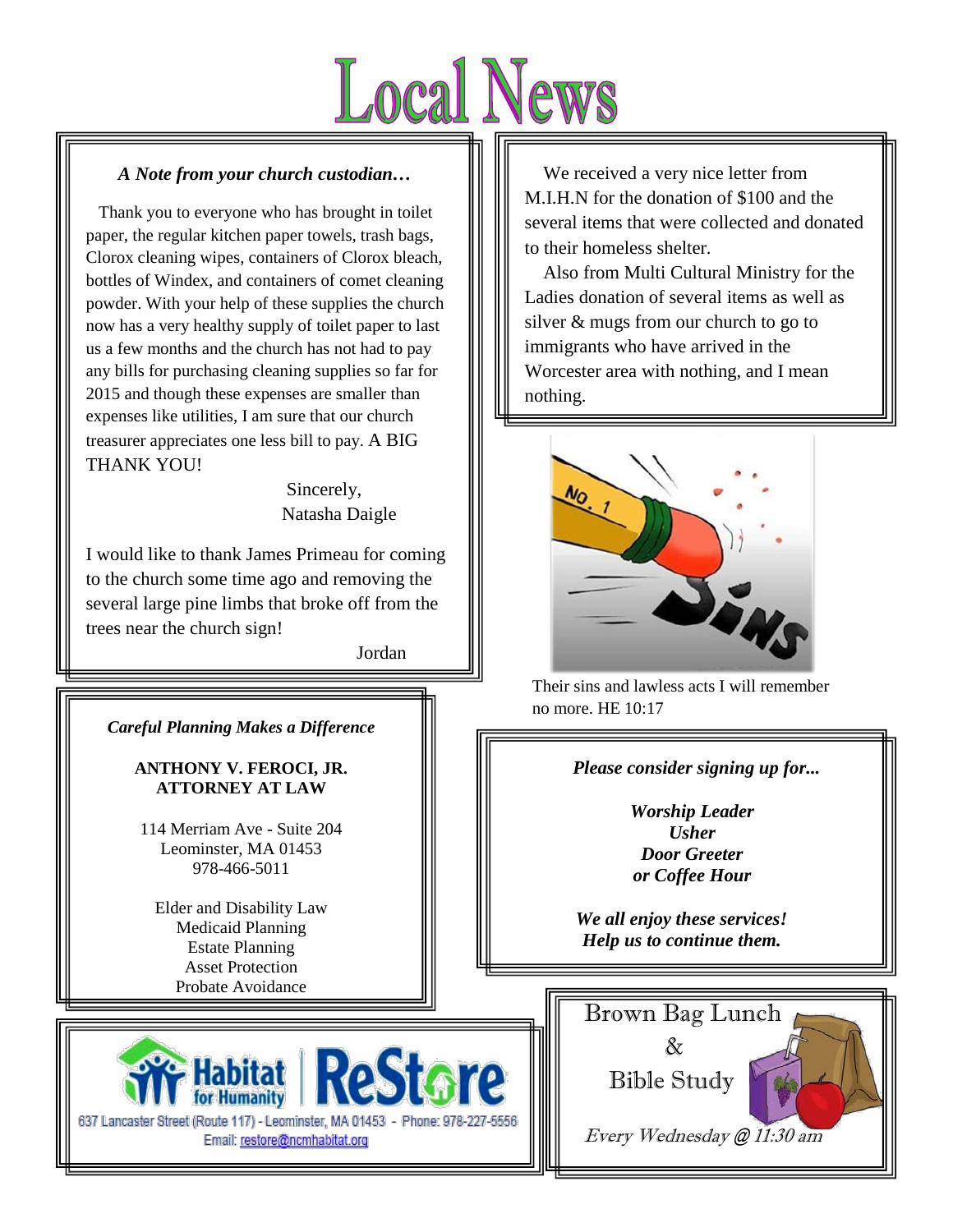# Local News

*A Note from your church custodian…*

Thank you to everyone who has brought in toilet paper, the regular kitchen paper towels, trash bags, Clorox cleaning wipes, containers of Clorox bleach, bottles of Windex, and containers of comet cleaning powder. With your help of these supplies the church now has a very healthy supply of toilet paper to last us a few months and the church has not had to pay any bills for purchasing cleaning supplies so far for 2015 and though these expenses are smaller than expenses like utilities, I am sure that our church treasurer appreciates one less bill to pay. A BIG THANK YOU!

Sincerely,
Natasha Daigle

I would like to thank James Primeau for coming to the church some time ago and removing the several large pine limbs that broke off from the trees near the church sign!

Jordan

We received a very nice letter from M.I.H.N for the donation of $100 and the several items that were collected and donated to their homeless shelter.

Also from Multi Cultural Ministry for the Ladies donation of several items as well as silver & mugs from our church to go to immigrants who have arrived in the Worcester area with nothing, and I mean nothing.

Their sins and lawless acts I will remember no more. HE 10:17

*Careful Planning Makes a Difference*

**ANTHONY V. FEROCI, JR.**
**ATTORNEY AT LAW**

114 Merriam Ave - Suite 204
Leominster, MA 01453
978-466-5011

Elder and Disability Law
Medicaid Planning
Estate Planning
Asset Protection
Probate Avoidance

***Please consider signing up for...***

***Worship Leader***
***Usher***
***Door Greeter***
***or Coffee Hour***

***We all enjoy these services!***
***Help us to continue them.***

Habitat for Humanity ReStore
637 Lancaster Street (Route 117) - Leominster, MA 01453 - Phone: 978-227-5556
Email: restore@ncmhabitat.org

Brown Bag Lunch
&
Bible Study

*Every Wednesday @ 11:30 am*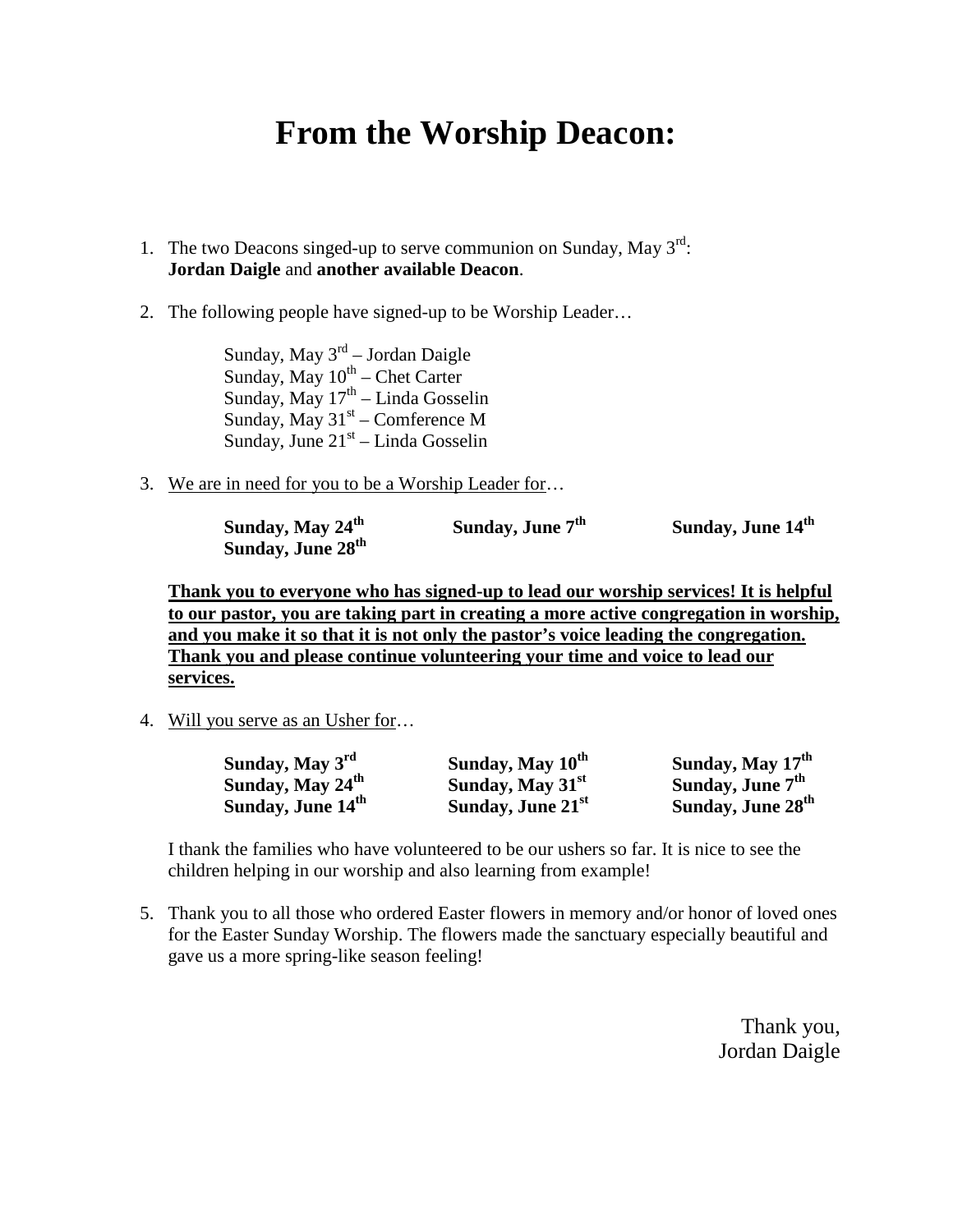# From the Worship Deacon:

1. The two Deacons singed-up to serve communion on Sunday, May 3rd:
   **Jordan Daigle** and **another available Deacon**.

2. The following people have signed-up to be Worship Leader…

   Sunday, May 3rd – Jordan Daigle
   Sunday, May 10th – Chet Carter
   Sunday, May 17th – Linda Gosselin
   Sunday, May 31st – Comference M
   Sunday, June 21st – Linda Gosselin

3. <u>We are in need for you to be a Worship Leader for</u>…

   **Sunday, May 24th** **Sunday, June 7th** **Sunday, June 14th**
   **Sunday, June 28th**

   <u>**Thank you to everyone who has signed-up to lead our worship services! It is helpful to our pastor, you are taking part in creating a more active congregation in worship, and you make it so that it is not only the pastor's voice leading the congregation. Thank you and please continue volunteering your time and voice to lead our services.**</u>

4. <u>Will you serve as an Usher for</u>…

   **Sunday, May 3rd** **Sunday, May 10th** **Sunday, May 17th**
   **Sunday, May 24th** **Sunday, May 31st** **Sunday, June 7th**
   **Sunday, June 14th** **Sunday, June 21st** **Sunday, June 28th**

   I thank the families who have volunteered to be our ushers so far. It is nice to see the children helping in our worship and also learning from example!

5. Thank you to all those who ordered Easter flowers in memory and/or honor of loved ones for the Easter Sunday Worship. The flowers made the sanctuary especially beautiful and gave us a more spring-like season feeling!

Thank you,
Jordan Daigle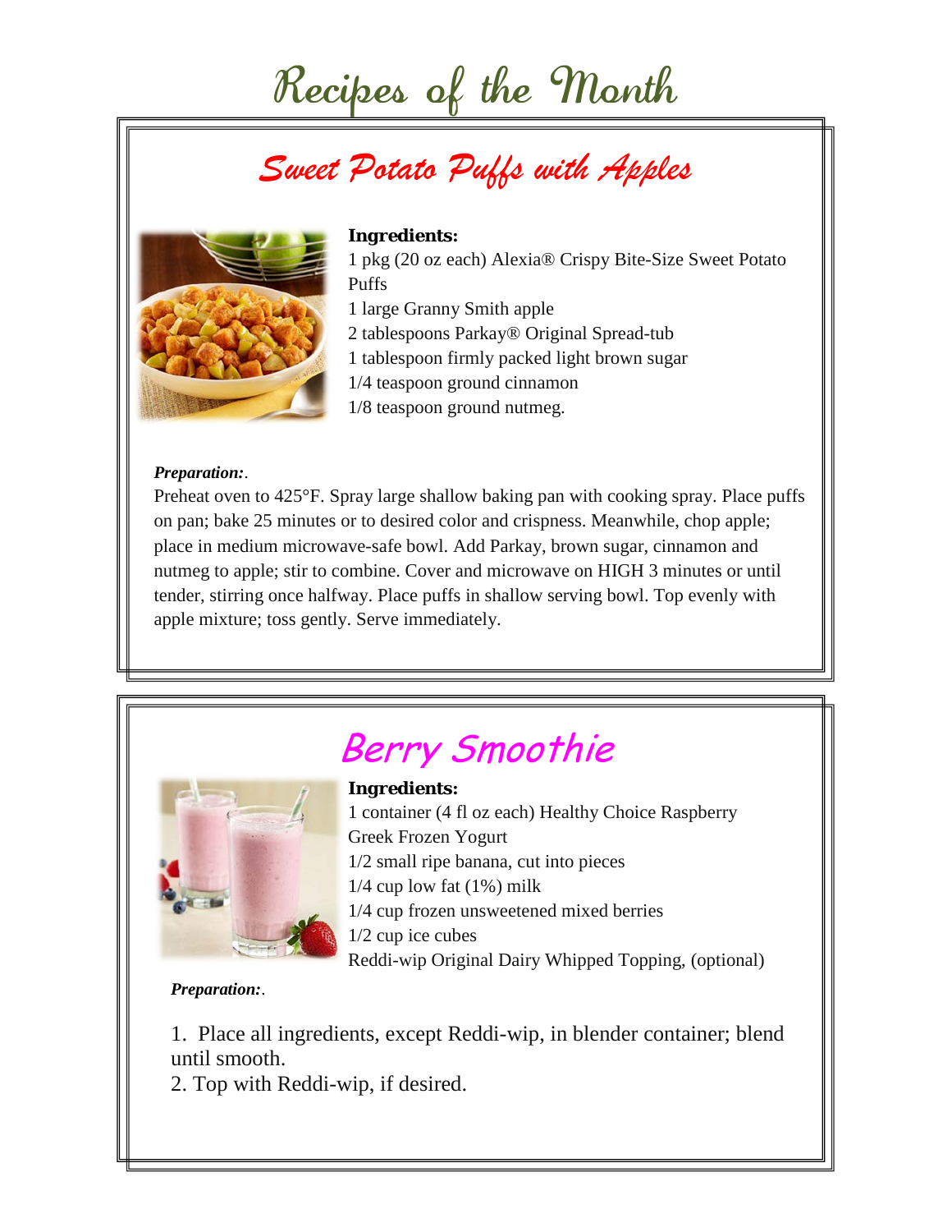# Recipes of the Month

## Sweet Potato Puffs with Apples

**Ingredients:**

1 pkg (20 oz each) Alexia® Crispy Bite-Size Sweet Potato Puffs
1 large Granny Smith apple
2 tablespoons Parkay® Original Spread-tub
1 tablespoon firmly packed light brown sugar
1/4 teaspoon ground cinnamon
1/8 teaspoon ground nutmeg.

***Preparation:*.**

Preheat oven to 425°F. Spray large shallow baking pan with cooking spray. Place puffs on pan; bake 25 minutes or to desired color and crispness. Meanwhile, chop apple; place in medium microwave-safe bowl. Add Parkay, brown sugar, cinnamon and nutmeg to apple; stir to combine. Cover and microwave on HIGH 3 minutes or until tender, stirring once halfway. Place puffs in shallow serving bowl. Top evenly with apple mixture; toss gently. Serve immediately.

## Berry Smoothie

**Ingredients:**

1 container (4 fl oz each) Healthy Choice Raspberry Greek Frozen Yogurt
1/2 small ripe banana, cut into pieces
1/4 cup low fat (1%) milk
1/4 cup frozen unsweetened mixed berries
1/2 cup ice cubes
Reddi-wip Original Dairy Whipped Topping, (optional)

***Preparation:*.**

1. Place all ingredients, except Reddi-wip, in blender container; blend until smooth.
2. Top with Reddi-wip, if desired.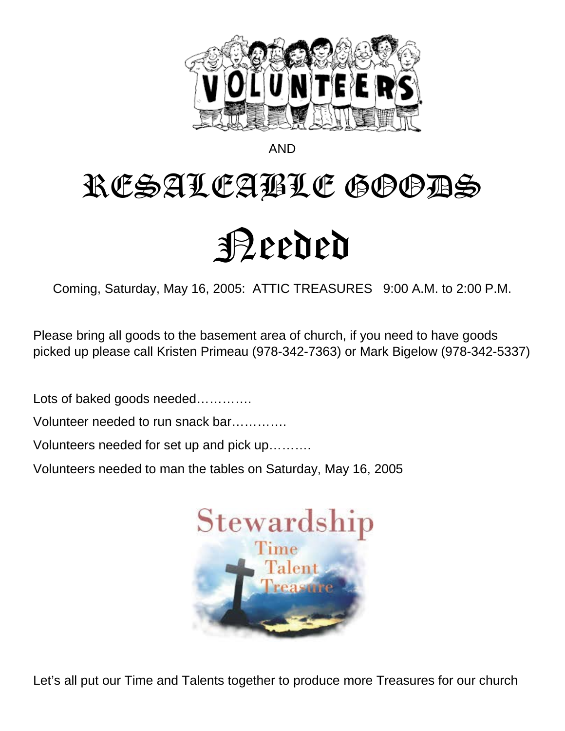VOLUNTEERS

AND

# RESALEABLE GOODS

# Needed

Coming, Saturday, May 16, 2005: ATTIC TREASURES 9:00 A.M. to 2:00 P.M.

Please bring all goods to the basement area of church, if you need to have goods picked up please call Kristen Primeau (978-342-7363) or Mark Bigelow (978-342-5337)

Lots of baked goods needed………….

Volunteer needed to run snack bar………….

Volunteers needed for set up and pick up……….

Volunteers needed to man the tables on Saturday, May 16, 2005

Stewardship

Time

Talent

Treasure

Let's all put our Time and Talents together to produce more Treasures for our church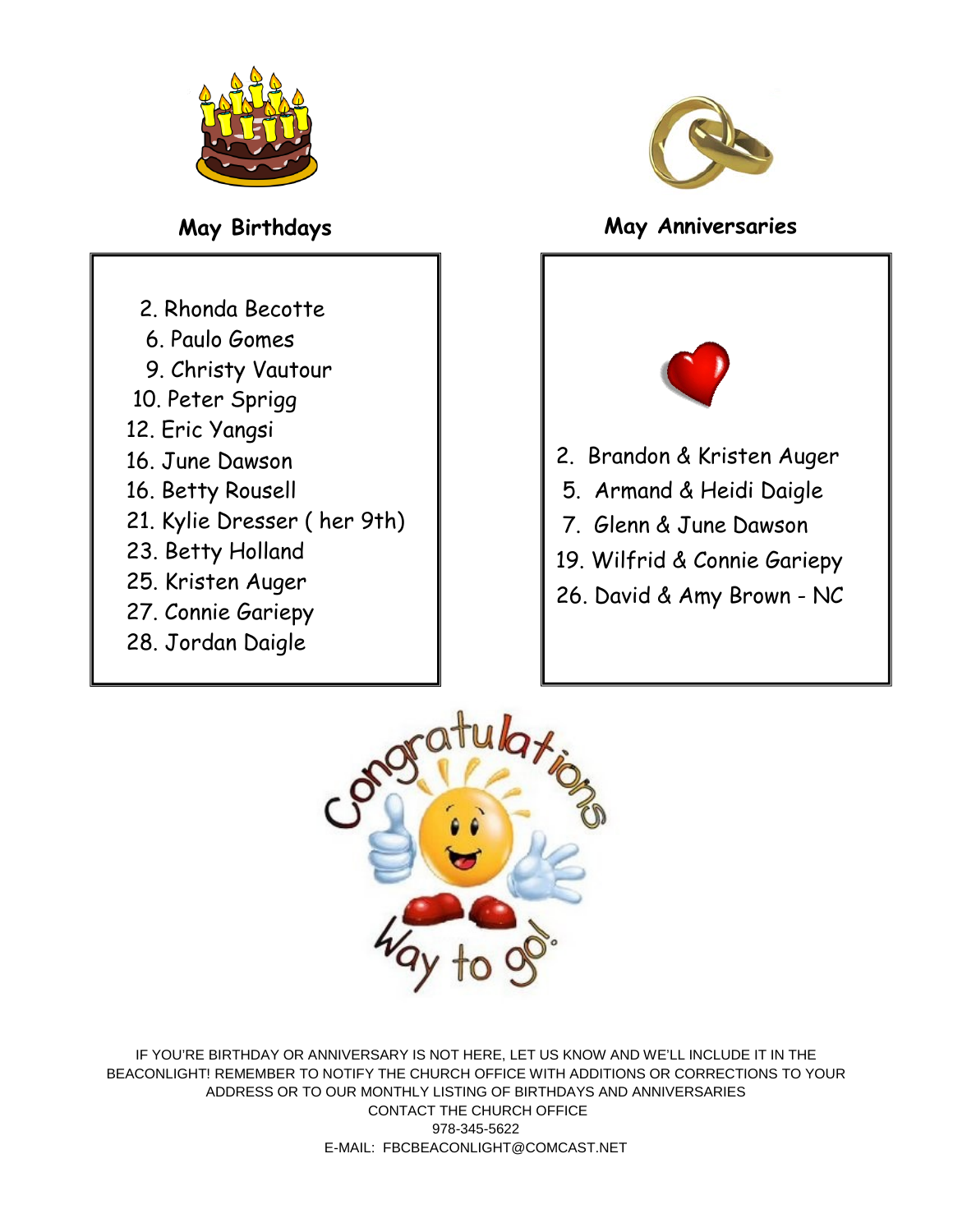## May Birthdays

2. Rhonda Becotte
6. Paulo Gomes
9. Christy Vautour
10. Peter Sprigg
12. Eric Yangsi
16. June Dawson
16. Betty Rousell
21. Kylie Dresser ( her 9th)
23. Betty Holland
25. Kristen Auger
27. Connie Gariepy
28. Jordan Daigle

## May Anniversaries

2. Brandon & Kristen Auger
5. Armand & Heidi Daigle
7. Glenn & June Dawson
19. Wilfrid & Connie Gariepy
26. David & Amy Brown - NC

Congratulations

Way to go!

IF YOU'RE BIRTHDAY OR ANNIVERSARY IS NOT HERE, LET US KNOW AND WE'LL INCLUDE IT IN THE BEACONLIGHT! REMEMBER TO NOTIFY THE CHURCH OFFICE WITH ADDITIONS OR CORRECTIONS TO YOUR ADDRESS OR TO OUR MONTHLY LISTING OF BIRTHDAYS AND ANNIVERSARIES
CONTACT THE CHURCH OFFICE
978-345-5622
E-MAIL: FBCBEACONLIGHT@COMCAST.NET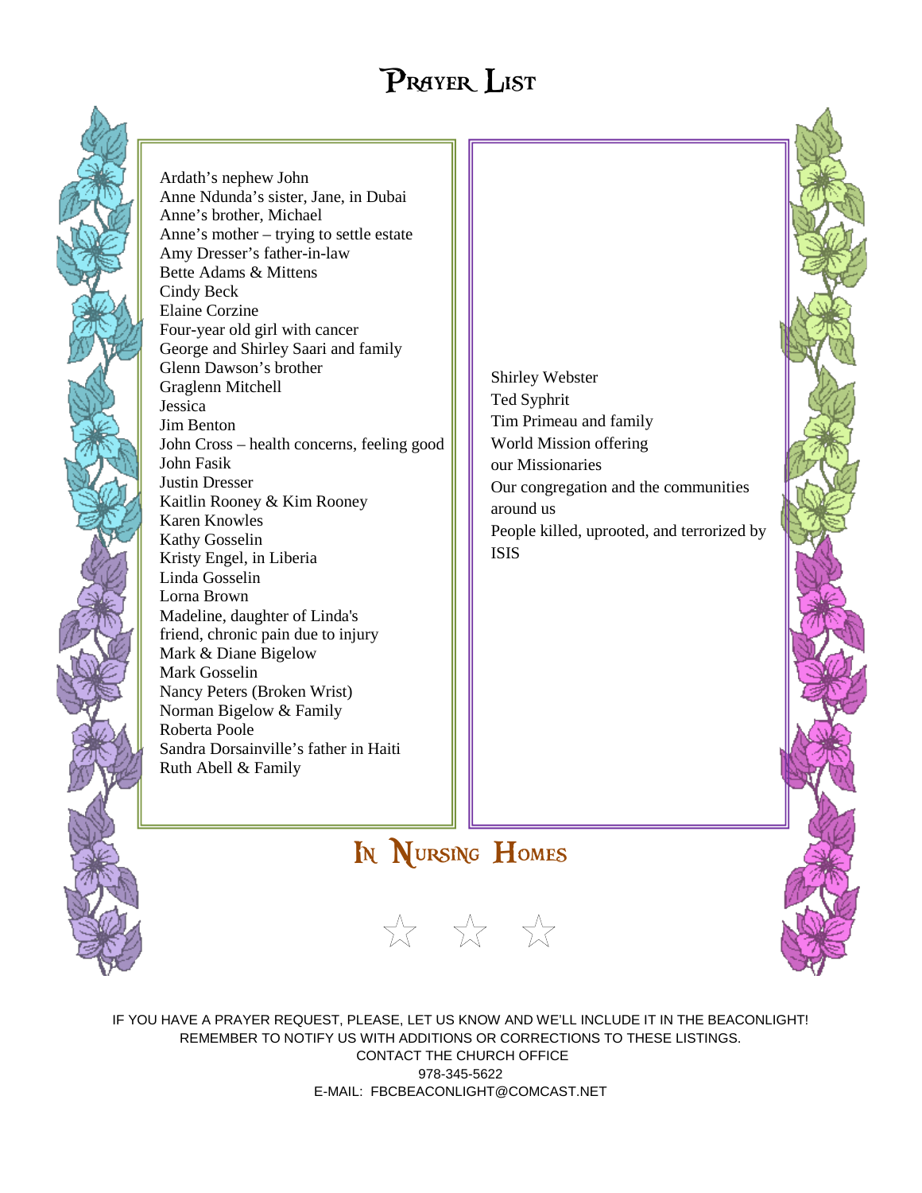# Prayer List

Ardath's nephew John
Anne Ndunda's sister, Jane, in Dubai
Anne's brother, Michael
Anne's mother – trying to settle estate
Amy Dresser's father-in-law
Bette Adams & Mittens
Cindy Beck
Elaine Corzine
Four-year old girl with cancer
George and Shirley Saari and family
Glenn Dawson's brother
Graglenn Mitchell
Jessica
Jim Benton
John Cross – health concerns, feeling good
John Fasik
Justin Dresser
Kaitlin Rooney & Kim Rooney
Karen Knowles
Kathy Gosselin
Kristy Engel, in Liberia
Linda Gosselin
Lorna Brown
Madeline, daughter of Linda's friend, chronic pain due to injury
Mark & Diane Bigelow
Mark Gosselin
Nancy Peters (Broken Wrist)
Norman Bigelow & Family
Roberta Poole
Sandra Dorsainville's father in Haiti
Ruth Abell & Family

Shirley Webster
Ted Syphrit
Tim Primeau and family
World Mission offering
our Missionaries
Our congregation and the communities around us
People killed, uprooted, and terrorized by ISIS

## In Nursing Homes

☆ ☆ ☆

IF YOU HAVE A PRAYER REQUEST, PLEASE, LET US KNOW AND WE'LL INCLUDE IT IN THE BEACONLIGHT!
REMEMBER TO NOTIFY US WITH ADDITIONS OR CORRECTIONS TO THESE LISTINGS.
CONTACT THE CHURCH OFFICE
978-345-5622
E-MAIL: FBCBEACONLIGHT@COMCAST.NET